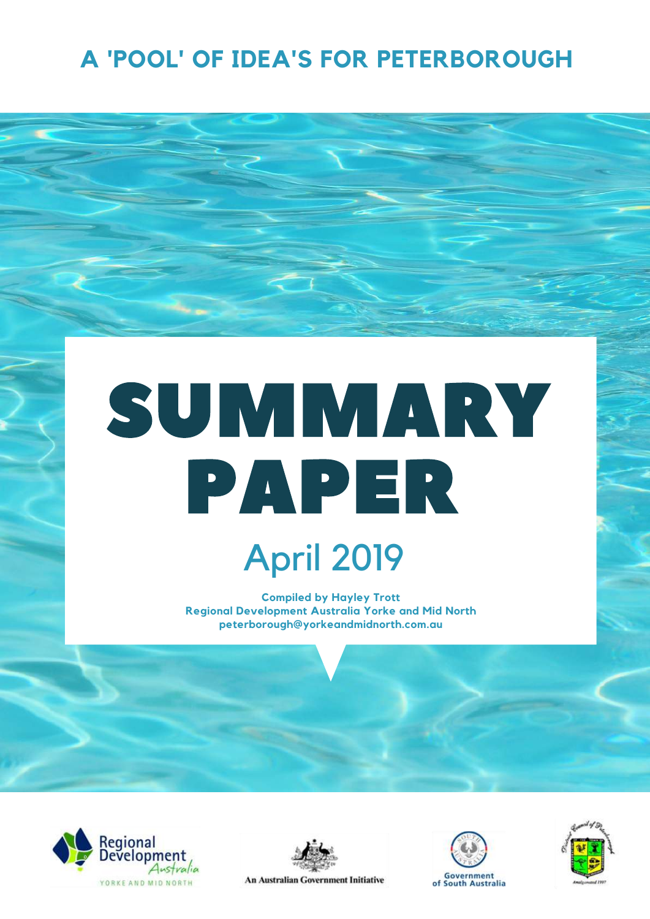# A 'POOL' OF IDEA'S FOR PETERBOROUGH

# SUMMARY PAPER

## April 2019

**Compiled by Hayley Trott**
**Regional Development Australia Yorke and Mid North**
**peterborough@yorkeandmidnorth.com.au**

Regional Development Australia YORKE AND MID NORTH

An Australian Government Initiative

Government of South Australia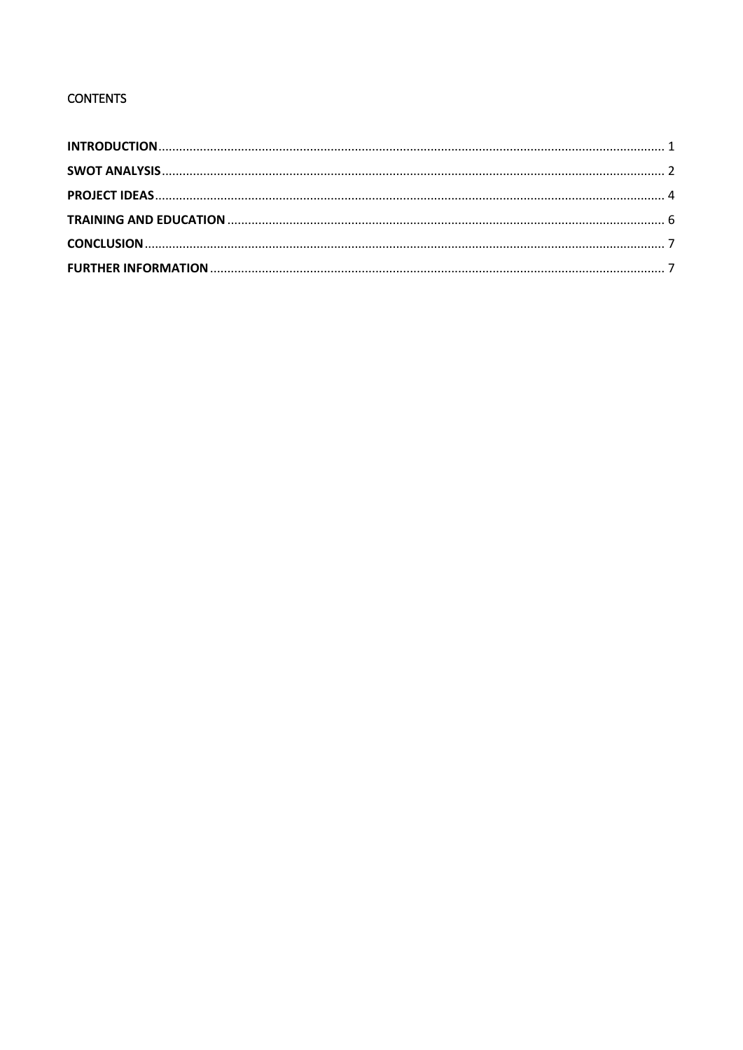## CONTENTS

**INTRODUCTION** ........................................................................................................................................ 1
**SWOT ANALYSIS** ..................................................................................................................................... 2
**PROJECT IDEAS** ....................................................................................................................................... 4
**TRAINING AND EDUCATION** ................................................................................................................... 6
**CONCLUSION** ........................................................................................................................................... 7
**FURTHER INFORMATION** ........................................................................................................................ 7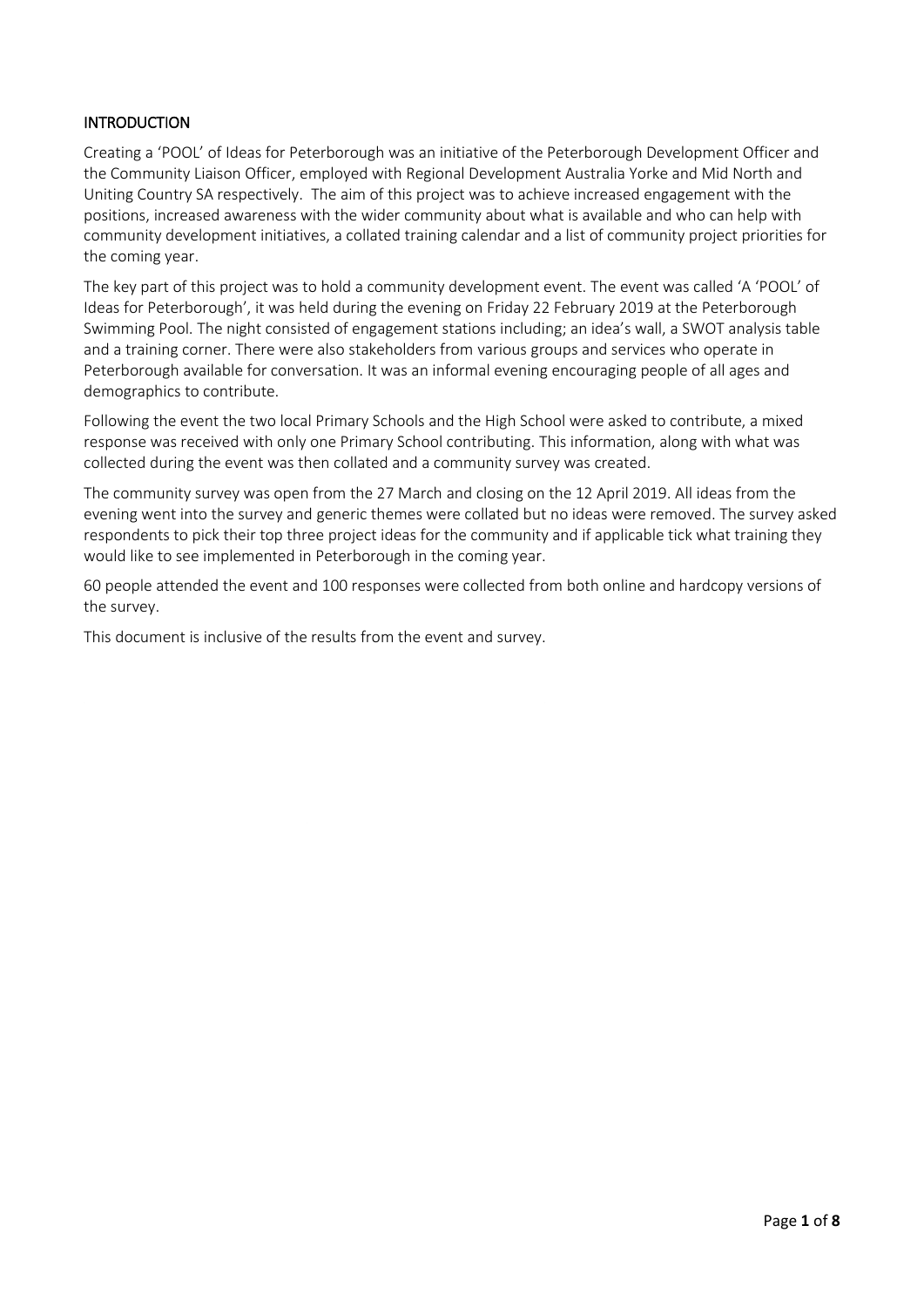## INTRODUCTION

Creating a 'POOL' of Ideas for Peterborough was an initiative of the Peterborough Development Officer and the Community Liaison Officer, employed with Regional Development Australia Yorke and Mid North and Uniting Country SA respectively. The aim of this project was to achieve increased engagement with the positions, increased awareness with the wider community about what is available and who can help with community development initiatives, a collated training calendar and a list of community project priorities for the coming year.

The key part of this project was to hold a community development event. The event was called 'A 'POOL' of Ideas for Peterborough', it was held during the evening on Friday 22 February 2019 at the Peterborough Swimming Pool. The night consisted of engagement stations including; an idea's wall, a SWOT analysis table and a training corner. There were also stakeholders from various groups and services who operate in Peterborough available for conversation. It was an informal evening encouraging people of all ages and demographics to contribute.

Following the event the two local Primary Schools and the High School were asked to contribute, a mixed response was received with only one Primary School contributing. This information, along with what was collected during the event was then collated and a community survey was created.

The community survey was open from the 27 March and closing on the 12 April 2019. All ideas from the evening went into the survey and generic themes were collated but no ideas were removed. The survey asked respondents to pick their top three project ideas for the community and if applicable tick what training they would like to see implemented in Peterborough in the coming year.

60 people attended the event and 100 responses were collected from both online and hardcopy versions of the survey.

This document is inclusive of the results from the event and survey.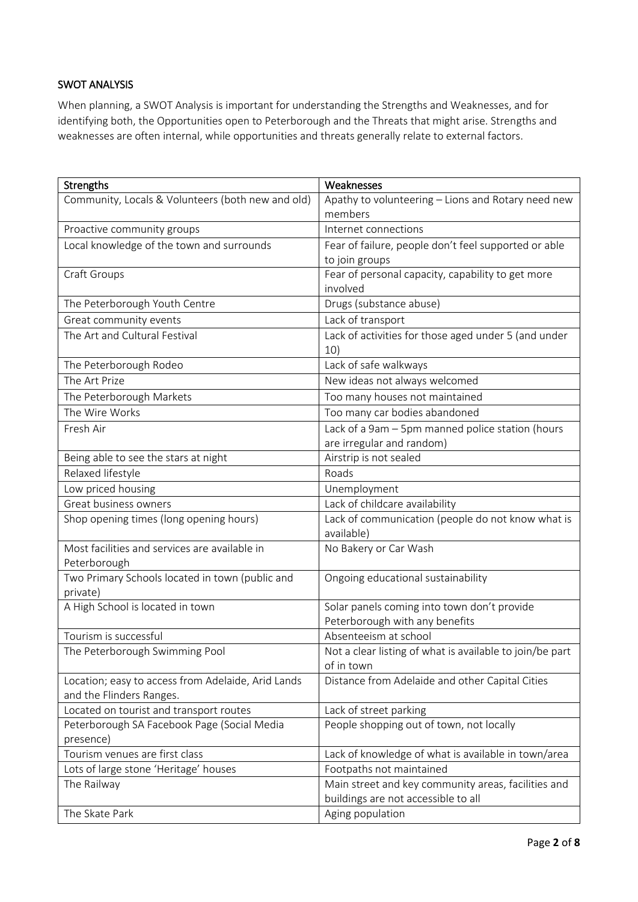## SWOT ANALYSIS

When planning, a SWOT Analysis is important for understanding the Strengths and Weaknesses, and for identifying both, the Opportunities open to Peterborough and the Threats that might arise. Strengths and weaknesses are often internal, while opportunities and threats generally relate to external factors.

| Strengths | Weaknesses |
|---|---|
| Community, Locals & Volunteers (both new and old) | Apathy to volunteering – Lions and Rotary need new members |
| Proactive community groups | Internet connections |
| Local knowledge of the town and surrounds | Fear of failure, people don't feel supported or able to join groups |
| Craft Groups | Fear of personal capacity, capability to get more involved |
| The Peterborough Youth Centre | Drugs (substance abuse) |
| Great community events | Lack of transport |
| The Art and Cultural Festival | Lack of activities for those aged under 5 (and under 10) |
| The Peterborough Rodeo | Lack of safe walkways |
| The Art Prize | New ideas not always welcomed |
| The Peterborough Markets | Too many houses not maintained |
| The Wire Works | Too many car bodies abandoned |
| Fresh Air | Lack of a 9am – 5pm manned police station (hours are irregular and random) |
| Being able to see the stars at night | Airstrip is not sealed |
| Relaxed lifestyle | Roads |
| Low priced housing | Unemployment |
| Great business owners | Lack of childcare availability |
| Shop opening times (long opening hours) | Lack of communication (people do not know what is available) |
| Most facilities and services are available in Peterborough | No Bakery or Car Wash |
| Two Primary Schools located in town (public and private) | Ongoing educational sustainability |
| A High School is located in town | Solar panels coming into town don't provide Peterborough with any benefits |
| Tourism is successful | Absenteeism at school |
| The Peterborough Swimming Pool | Not a clear listing of what is available to join/be part of in town |
| Location; easy to access from Adelaide, Arid Lands and the Flinders Ranges. | Distance from Adelaide and other Capital Cities |
| Located on tourist and transport routes | Lack of street parking |
| Peterborough SA Facebook Page (Social Media presence) | People shopping out of town, not locally |
| Tourism venues are first class | Lack of knowledge of what is available in town/area |
| Lots of large stone 'Heritage' houses | Footpaths not maintained |
| The Railway | Main street and key community areas, facilities and buildings are not accessible to all |
| The Skate Park | Aging population |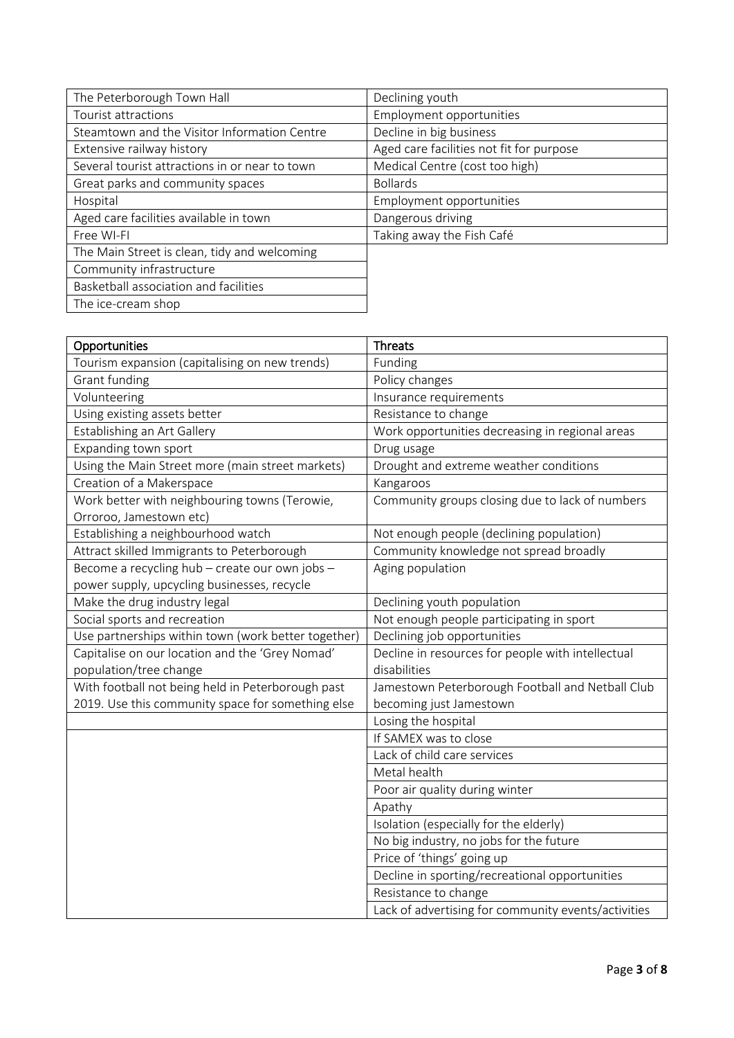| | |
|---|---|
| The Peterborough Town Hall | Declining youth |
| Tourist attractions | Employment opportunities |
| Steamtown and the Visitor Information Centre | Decline in big business |
| Extensive railway history | Aged care facilities not fit for purpose |
| Several tourist attractions in or near to town | Medical Centre (cost too high) |
| Great parks and community spaces | Bollards |
| Hospital | Employment opportunities |
| Aged care facilities available in town | Dangerous driving |
| Free WI-FI | Taking away the Fish Café |
| The Main Street is clean, tidy and welcoming | |
| Community infrastructure | |
| Basketball association and facilities | |
| The ice-cream shop | |

| Opportunities | Threats |
|---|---|
| Tourism expansion (capitalising on new trends) | Funding |
| Grant funding | Policy changes |
| Volunteering | Insurance requirements |
| Using existing assets better | Resistance to change |
| Establishing an Art Gallery | Work opportunities decreasing in regional areas |
| Expanding town sport | Drug usage |
| Using the Main Street more (main street markets) | Drought and extreme weather conditions |
| Creation of a Makerspace | Kangaroos |
| Work better with neighbouring towns (Terowie, Orroroo, Jamestown etc) | Community groups closing due to lack of numbers |
| Establishing a neighbourhood watch | Not enough people (declining population) |
| Attract skilled Immigrants to Peterborough | Community knowledge not spread broadly |
| Become a recycling hub – create our own jobs – power supply, upcycling businesses, recycle | Aging population |
| Make the drug industry legal | Declining youth population |
| Social sports and recreation | Not enough people participating in sport |
| Use partnerships within town (work better together) | Declining job opportunities |
| Capitalise on our location and the 'Grey Nomad' population/tree change | Decline in resources for people with intellectual disabilities |
| With football not being held in Peterborough past 2019. Use this community space for something else | Jamestown Peterborough Football and Netball Club becoming just Jamestown |
| | Losing the hospital |
| | If SAMEX was to close |
| | Lack of child care services |
| | Metal health |
| | Poor air quality during winter |
| | Apathy |
| | Isolation (especially for the elderly) |
| | No big industry, no jobs for the future |
| | Price of 'things' going up |
| | Decline in sporting/recreational opportunities |
| | Resistance to change |
| | Lack of advertising for community events/activities |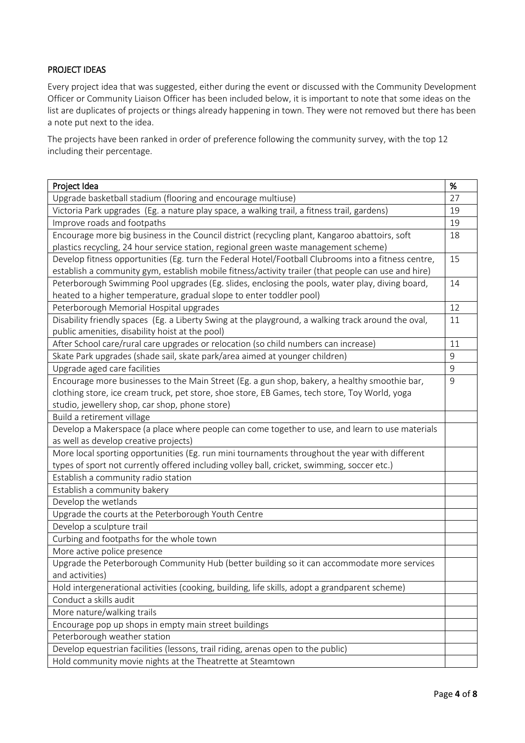## PROJECT IDEAS

Every project idea that was suggested, either during the event or discussed with the Community Development Officer or Community Liaison Officer has been included below, it is important to note that some ideas on the list are duplicates of projects or things already happening in town. They were not removed but there has been a note put next to the idea.

The projects have been ranked in order of preference following the community survey, with the top 12 including their percentage.

| Project Idea | % |
|---|---|
| Upgrade basketball stadium (flooring and encourage multiuse) | 27 |
| Victoria Park upgrades (Eg. a nature play space, a walking trail, a fitness trail, gardens) | 19 |
| Improve roads and footpaths | 19 |
| Encourage more big business in the Council district (recycling plant, Kangaroo abattoirs, soft plastics recycling, 24 hour service station, regional green waste management scheme) | 18 |
| Develop fitness opportunities (Eg. turn the Federal Hotel/Football Clubrooms into a fitness centre, establish a community gym, establish mobile fitness/activity trailer (that people can use and hire) | 15 |
| Peterborough Swimming Pool upgrades (Eg. slides, enclosing the pools, water play, diving board, heated to a higher temperature, gradual slope to enter toddler pool) | 14 |
| Peterborough Memorial Hospital upgrades | 12 |
| Disability friendly spaces (Eg. a Liberty Swing at the playground, a walking track around the oval, public amenities, disability hoist at the pool) | 11 |
| After School care/rural care upgrades or relocation (so child numbers can increase) | 11 |
| Skate Park upgrades (shade sail, skate park/area aimed at younger children) | 9 |
| Upgrade aged care facilities | 9 |
| Encourage more businesses to the Main Street (Eg. a gun shop, bakery, a healthy smoothie bar, clothing store, ice cream truck, pet store, shoe store, EB Games, tech store, Toy World, yoga studio, jewellery shop, car shop, phone store) | 9 |
| Build a retirement village | |
| Develop a Makerspace (a place where people can come together to use, and learn to use materials as well as develop creative projects) | |
| More local sporting opportunities (Eg. run mini tournaments throughout the year with different types of sport not currently offered including volley ball, cricket, swimming, soccer etc.) | |
| Establish a community radio station | |
| Establish a community bakery | |
| Develop the wetlands | |
| Upgrade the courts at the Peterborough Youth Centre | |
| Develop a sculpture trail | |
| Curbing and footpaths for the whole town | |
| More active police presence | |
| Upgrade the Peterborough Community Hub (better building so it can accommodate more services and activities) | |
| Hold intergenerational activities (cooking, building, life skills, adopt a grandparent scheme) | |
| Conduct a skills audit | |
| More nature/walking trails | |
| Encourage pop up shops in empty main street buildings | |
| Peterborough weather station | |
| Develop equestrian facilities (lessons, trail riding, arenas open to the public) | |
| Hold community movie nights at the Theatrette at Steamtown | |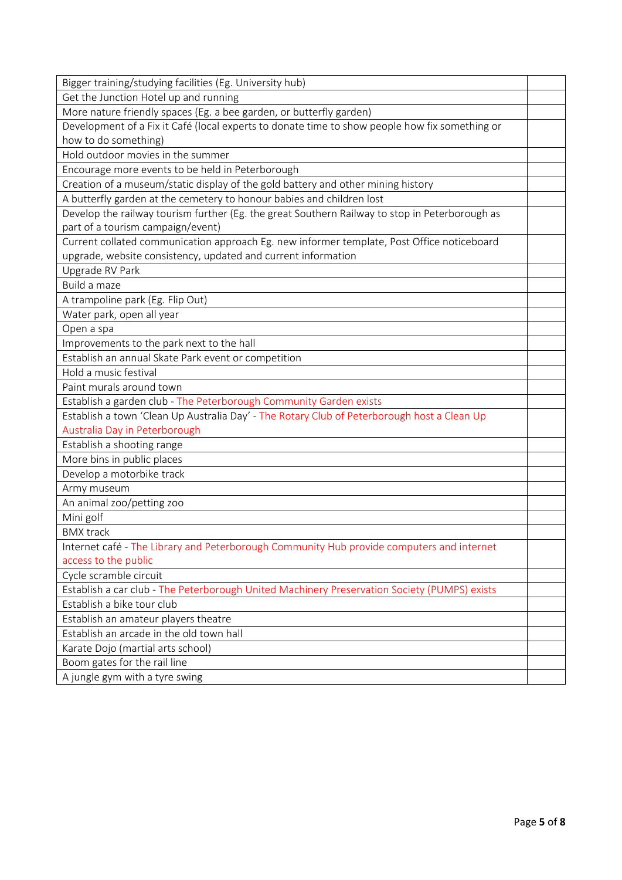| | |
|---|---|
| Bigger training/studying facilities (Eg. University hub) | |
| Get the Junction Hotel up and running | |
| More nature friendly spaces (Eg. a bee garden, or butterfly garden) | |
| Development of a Fix it Café (local experts to donate time to show people how fix something or how to do something) | |
| Hold outdoor movies in the summer | |
| Encourage more events to be held in Peterborough | |
| Creation of a museum/static display of the gold battery and other mining history | |
| A butterfly garden at the cemetery to honour babies and children lost | |
| Develop the railway tourism further (Eg. the great Southern Railway to stop in Peterborough as part of a tourism campaign/event) | |
| Current collated communication approach Eg. new informer template, Post Office noticeboard upgrade, website consistency, updated and current information | |
| Upgrade RV Park | |
| Build a maze | |
| A trampoline park (Eg. Flip Out) | |
| Water park, open all year | |
| Open a spa | |
| Improvements to the park next to the hall | |
| Establish an annual Skate Park event or competition | |
| Hold a music festival | |
| Paint murals around town | |
| Establish a garden club - The Peterborough Community Garden exists | |
| Establish a town 'Clean Up Australia Day' - The Rotary Club of Peterborough host a Clean Up Australia Day in Peterborough | |
| Establish a shooting range | |
| More bins in public places | |
| Develop a motorbike track | |
| Army museum | |
| An animal zoo/petting zoo | |
| Mini golf | |
| BMX track | |
| Internet café - The Library and Peterborough Community Hub provide computers and internet access to the public | |
| Cycle scramble circuit | |
| Establish a car club - The Peterborough United Machinery Preservation Society (PUMPS) exists | |
| Establish a bike tour club | |
| Establish an amateur players theatre | |
| Establish an arcade in the old town hall | |
| Karate Dojo (martial arts school) | |
| Boom gates for the rail line | |
| A jungle gym with a tyre swing | |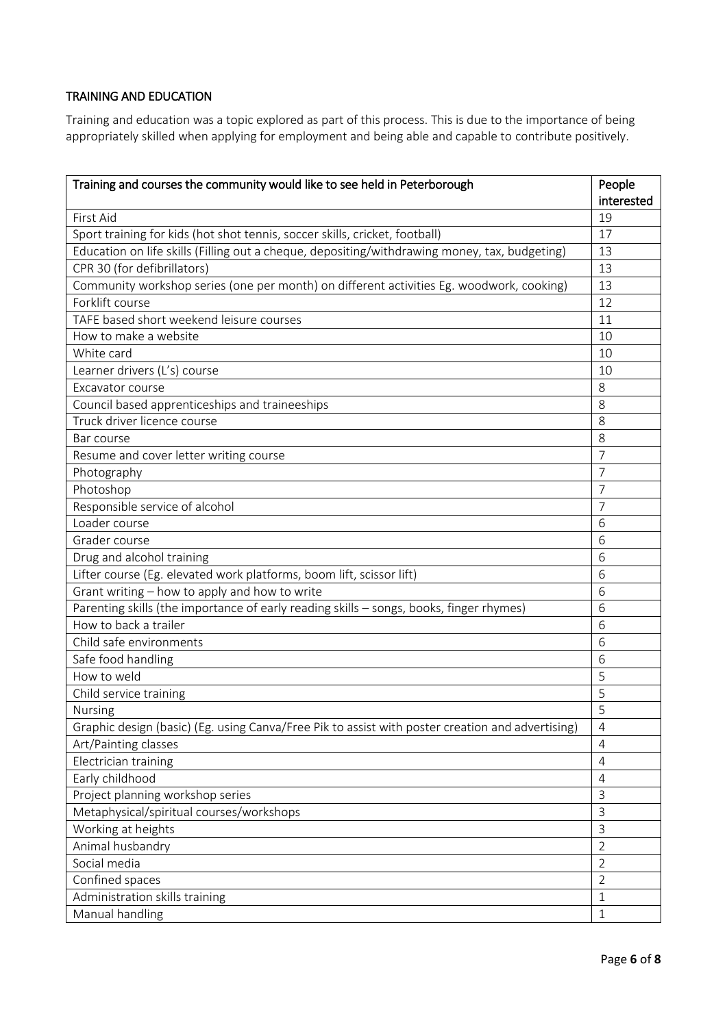## TRAINING AND EDUCATION

Training and education was a topic explored as part of this process. This is due to the importance of being appropriately skilled when applying for employment and being able and capable to contribute positively.

| Training and courses the community would like to see held in Peterborough | People interested |
|---|---|
| First Aid | 19 |
| Sport training for kids (hot shot tennis, soccer skills, cricket, football) | 17 |
| Education on life skills (Filling out a cheque, depositing/withdrawing money, tax, budgeting) | 13 |
| CPR 30 (for defibrillators) | 13 |
| Community workshop series (one per month) on different activities Eg. woodwork, cooking) | 13 |
| Forklift course | 12 |
| TAFE based short weekend leisure courses | 11 |
| How to make a website | 10 |
| White card | 10 |
| Learner drivers (L's) course | 10 |
| Excavator course | 8 |
| Council based apprenticeships and traineeships | 8 |
| Truck driver licence course | 8 |
| Bar course | 8 |
| Resume and cover letter writing course | 7 |
| Photography | 7 |
| Photoshop | 7 |
| Responsible service of alcohol | 7 |
| Loader course | 6 |
| Grader course | 6 |
| Drug and alcohol training | 6 |
| Lifter course (Eg. elevated work platforms, boom lift, scissor lift) | 6 |
| Grant writing – how to apply and how to write | 6 |
| Parenting skills (the importance of early reading skills – songs, books, finger rhymes) | 6 |
| How to back a trailer | 6 |
| Child safe environments | 6 |
| Safe food handling | 6 |
| How to weld | 5 |
| Child service training | 5 |
| Nursing | 5 |
| Graphic design (basic) (Eg. using Canva/Free Pik to assist with poster creation and advertising) | 4 |
| Art/Painting classes | 4 |
| Electrician training | 4 |
| Early childhood | 4 |
| Project planning workshop series | 3 |
| Metaphysical/spiritual courses/workshops | 3 |
| Working at heights | 3 |
| Animal husbandry | 2 |
| Social media | 2 |
| Confined spaces | 2 |
| Administration skills training | 1 |
| Manual handling | 1 |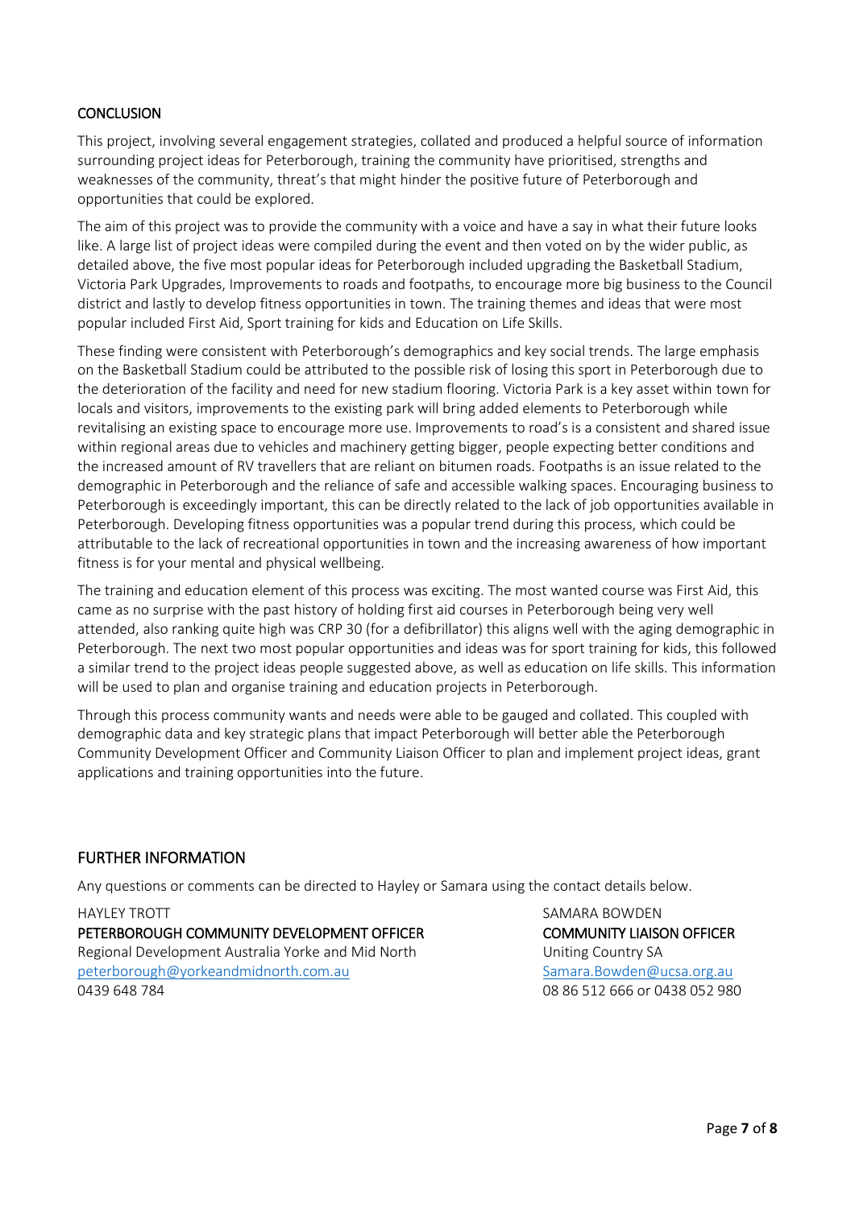## CONCLUSION

This project, involving several engagement strategies, collated and produced a helpful source of information surrounding project ideas for Peterborough, training the community have prioritised, strengths and weaknesses of the community, threat's that might hinder the positive future of Peterborough and opportunities that could be explored.

The aim of this project was to provide the community with a voice and have a say in what their future looks like. A large list of project ideas were compiled during the event and then voted on by the wider public, as detailed above, the five most popular ideas for Peterborough included upgrading the Basketball Stadium, Victoria Park Upgrades, Improvements to roads and footpaths, to encourage more big business to the Council district and lastly to develop fitness opportunities in town. The training themes and ideas that were most popular included First Aid, Sport training for kids and Education on Life Skills.

These finding were consistent with Peterborough's demographics and key social trends. The large emphasis on the Basketball Stadium could be attributed to the possible risk of losing this sport in Peterborough due to the deterioration of the facility and need for new stadium flooring. Victoria Park is a key asset within town for locals and visitors, improvements to the existing park will bring added elements to Peterborough while revitalising an existing space to encourage more use. Improvements to road's is a consistent and shared issue within regional areas due to vehicles and machinery getting bigger, people expecting better conditions and the increased amount of RV travellers that are reliant on bitumen roads. Footpaths is an issue related to the demographic in Peterborough and the reliance of safe and accessible walking spaces. Encouraging business to Peterborough is exceedingly important, this can be directly related to the lack of job opportunities available in Peterborough. Developing fitness opportunities was a popular trend during this process, which could be attributable to the lack of recreational opportunities in town and the increasing awareness of how important fitness is for your mental and physical wellbeing.

The training and education element of this process was exciting. The most wanted course was First Aid, this came as no surprise with the past history of holding first aid courses in Peterborough being very well attended, also ranking quite high was CRP 30 (for a defibrillator) this aligns well with the aging demographic in Peterborough. The next two most popular opportunities and ideas was for sport training for kids, this followed a similar trend to the project ideas people suggested above, as well as education on life skills. This information will be used to plan and organise training and education projects in Peterborough.

Through this process community wants and needs were able to be gauged and collated. This coupled with demographic data and key strategic plans that impact Peterborough will better able the Peterborough Community Development Officer and Community Liaison Officer to plan and implement project ideas, grant applications and training opportunities into the future.

## FURTHER INFORMATION

Any questions or comments can be directed to Hayley or Samara using the contact details below.

HAYLEY TROTT
**PETERBOROUGH COMMUNITY DEVELOPMENT OFFICER**
Regional Development Australia Yorke and Mid North
peterborough@yorkeandmidnorth.com.au
0439 648 784

SAMARA BOWDEN
**COMMUNITY LIAISON OFFICER**
Uniting Country SA
Samara.Bowden@ucsa.org.au
08 86 512 666 or 0438 052 980